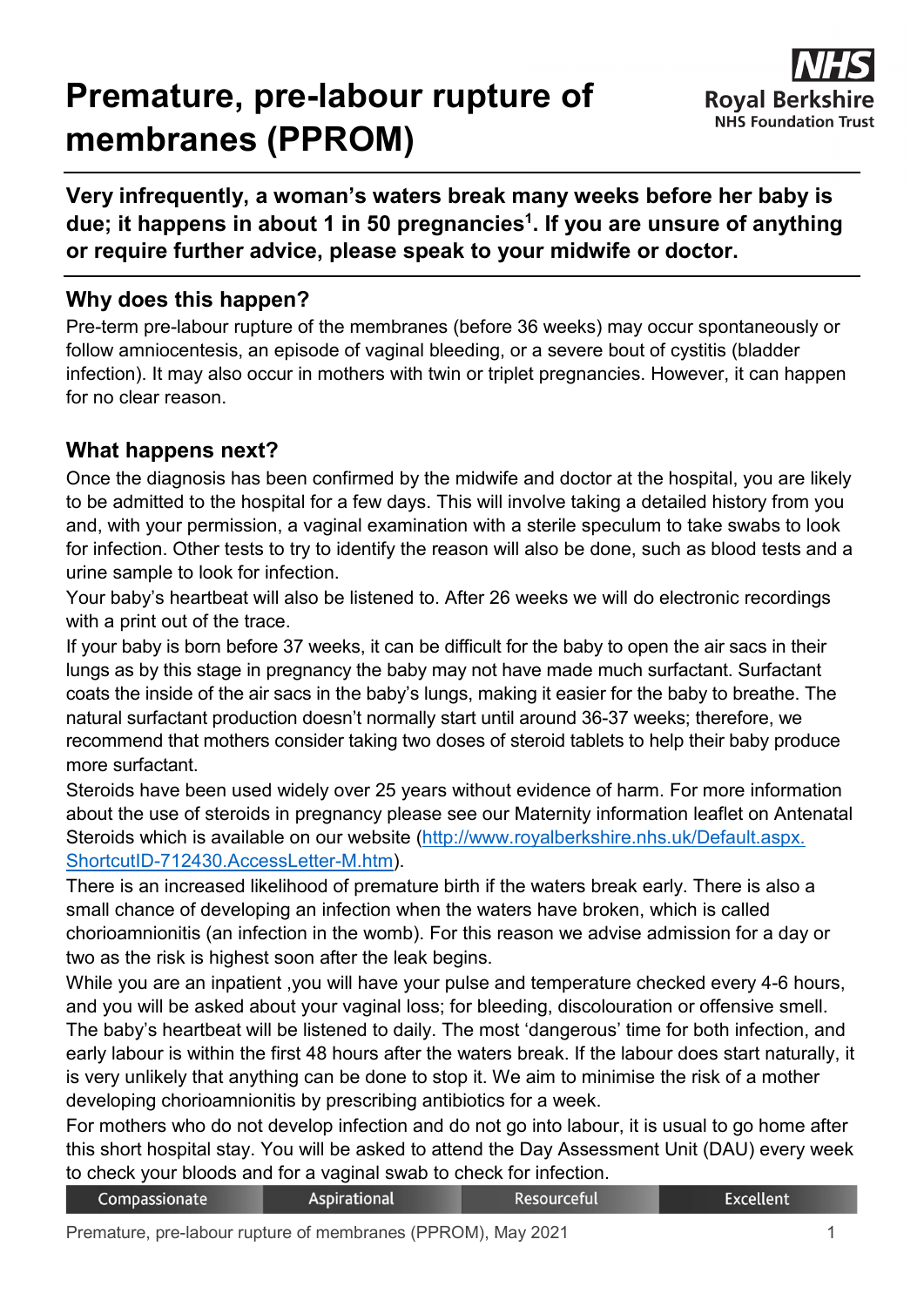# Premature, pre-labour rupture of membranes (PPROM)

**Very infrequently, a woman's waters break many weeks before her baby is due; it happens in about 1 in 50 pregnancies[1]. If you are unsure of anything or require further advice, please speak to your midwife or doctor.**

## Why does this happen?

Pre-term pre-labour rupture of the membranes (before 36 weeks) may occur spontaneously or follow amniocentesis, an episode of vaginal bleeding, or a severe bout of cystitis (bladder infection). It may also occur in mothers with twin or triplet pregnancies. However, it can happen for no clear reason.

## What happens next?

Once the diagnosis has been confirmed by the midwife and doctor at the hospital, you are likely to be admitted to the hospital for a few days. This will involve taking a detailed history from you and, with your permission, a vaginal examination with a sterile speculum to take swabs to look for infection. Other tests to try to identify the reason will also be done, such as blood tests and a urine sample to look for infection.

Your baby's heartbeat will also be listened to. After 26 weeks we will do electronic recordings with a print out of the trace.

If your baby is born before 37 weeks, it can be difficult for the baby to open the air sacs in their lungs as by this stage in pregnancy the baby may not have made much surfactant. Surfactant coats the inside of the air sacs in the baby's lungs, making it easier for the baby to breathe. The natural surfactant production doesn't normally start until around 36-37 weeks; therefore, we recommend that mothers consider taking two doses of steroid tablets to help their baby produce more surfactant.

Steroids have been used widely over 25 years without evidence of harm. For more information about the use of steroids in pregnancy please see our Maternity information leaflet on Antenatal Steroids which is available on our website (http://www.royalberkshire.nhs.uk/Default.aspx.ShortcutID-712430.AccessLetter-M.htm).

There is an increased likelihood of premature birth if the waters break early. There is also a small chance of developing an infection when the waters have broken, which is called chorioamnionitis (an infection in the womb). For this reason we advise admission for a day or two as the risk is highest soon after the leak begins.

While you are an inpatient ,you will have your pulse and temperature checked every 4-6 hours, and you will be asked about your vaginal loss; for bleeding, discolouration or offensive smell. The baby's heartbeat will be listened to daily. The most 'dangerous' time for both infection, and early labour is within the first 48 hours after the waters break. If the labour does start naturally, it is very unlikely that anything can be done to stop it. We aim to minimise the risk of a mother developing chorioamnionitis by prescribing antibiotics for a week.

For mothers who do not develop infection and do not go into labour, it is usual to go home after this short hospital stay. You will be asked to attend the Day Assessment Unit (DAU) every week to check your bloods and for a vaginal swab to check for infection.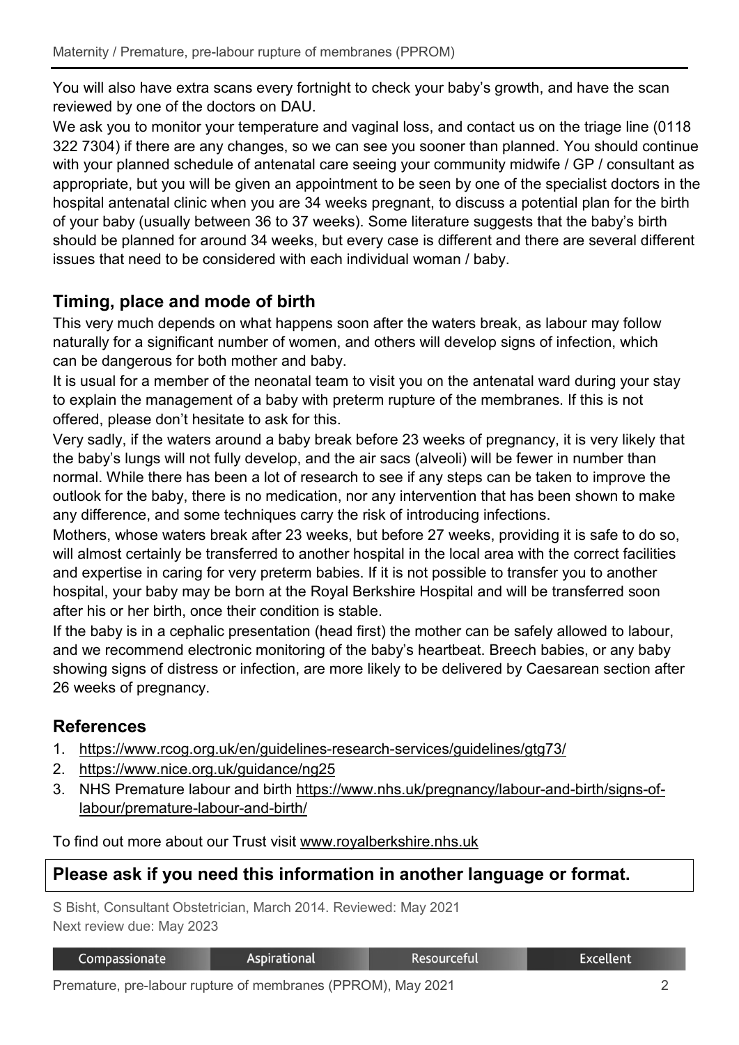You will also have extra scans every fortnight to check your baby's growth, and have the scan reviewed by one of the doctors on DAU.

We ask you to monitor your temperature and vaginal loss, and contact us on the triage line (0118 322 7304) if there are any changes, so we can see you sooner than planned. You should continue with your planned schedule of antenatal care seeing your community midwife / GP / consultant as appropriate, but you will be given an appointment to be seen by one of the specialist doctors in the hospital antenatal clinic when you are 34 weeks pregnant, to discuss a potential plan for the birth of your baby (usually between 36 to 37 weeks). Some literature suggests that the baby's birth should be planned for around 34 weeks, but every case is different and there are several different issues that need to be considered with each individual woman / baby.

## Timing, place and mode of birth

This very much depends on what happens soon after the waters break, as labour may follow naturally for a significant number of women, and others will develop signs of infection, which can be dangerous for both mother and baby.

It is usual for a member of the neonatal team to visit you on the antenatal ward during your stay to explain the management of a baby with preterm rupture of the membranes. If this is not offered, please don't hesitate to ask for this.

Very sadly, if the waters around a baby break before 23 weeks of pregnancy, it is very likely that the baby's lungs will not fully develop, and the air sacs (alveoli) will be fewer in number than normal. While there has been a lot of research to see if any steps can be taken to improve the outlook for the baby, there is no medication, nor any intervention that has been shown to make any difference, and some techniques carry the risk of introducing infections.

Mothers, whose waters break after 23 weeks, but before 27 weeks, providing it is safe to do so, will almost certainly be transferred to another hospital in the local area with the correct facilities and expertise in caring for very preterm babies. If it is not possible to transfer you to another hospital, your baby may be born at the Royal Berkshire Hospital and will be transferred soon after his or her birth, once their condition is stable.

If the baby is in a cephalic presentation (head first) the mother can be safely allowed to labour, and we recommend electronic monitoring of the baby's heartbeat. Breech babies, or any baby showing signs of distress or infection, are more likely to be delivered by Caesarean section after 26 weeks of pregnancy.

## References

1. https://www.rcog.org.uk/en/guidelines-research-services/guidelines/gtg73/
2. https://www.nice.org.uk/guidance/ng25
3. NHS Premature labour and birth https://www.nhs.uk/pregnancy/labour-and-birth/signs-of-labour/premature-labour-and-birth/

To find out more about our Trust visit www.royalberkshire.nhs.uk

**Please ask if you need this information in another language or format.**

S Bisht, Consultant Obstetrician, March 2014. Reviewed: May 2021
Next review due: May 2023

Compassionate | Aspirational | Resourceful | Excellent